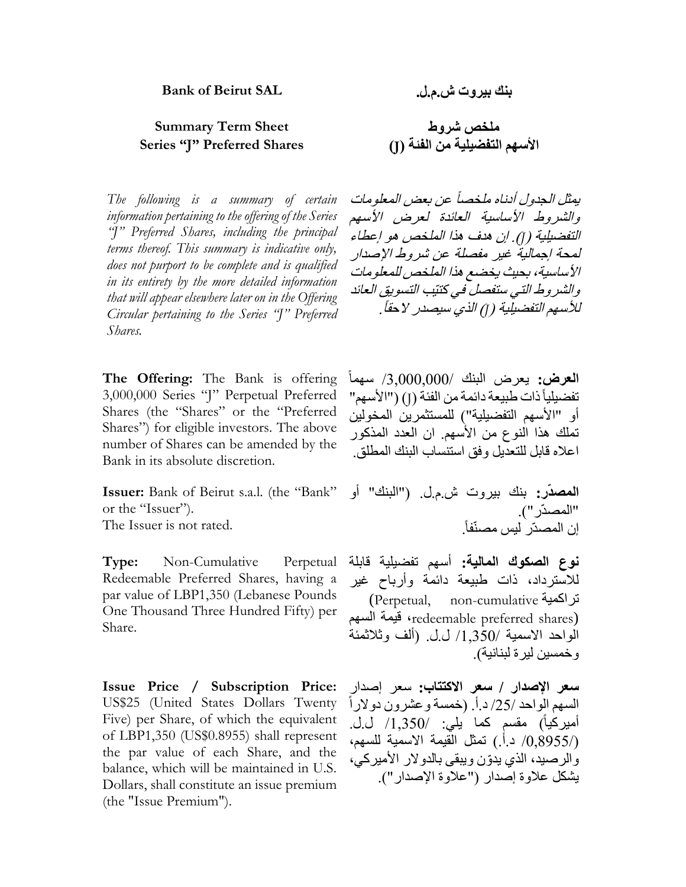**Bank of Beirut SAL**

**بنك بيروت ش.م.ل.**

**Summary Term Sheet**
**Series "J" Preferred Shares**

**ملخص شروط**
**الأسهم التفضيلية من الفئة (J)**

*The following is a summary of certain information pertaining to the offering of the Series "J" Preferred Shares, including the principal terms thereof. This summary is indicative only, does not purport to be complete and is qualified in its entirety by the more detailed information that will appear elsewhere later on in the Offering Circular pertaining to the Series "J" Preferred Shares.*

*يمثل الجدول أدناه ملخصاً عن بعض المعلومات والشروط الأساسية العائدة لعرض الأسهم التفضيلية (J). إن هدف هذا الملخص هو إعطاء لمحة إجمالية غير مفصلة عن شروط الإصدار الأساسية، بحيث يخضع هذا الملخص للمعلومات والشروط التي ستفصل في كتيّب التسويق العائد للأسهم التفضيلية (J) الذي سيصدر لاحقاً.*

**The Offering:** The Bank is offering 3,000,000 Series "J" Perpetual Preferred Shares (the "Shares" or the "Preferred Shares") for eligible investors. The above number of Shares can be amended by the Bank in its absolute discretion.

**العرض:** يعرض البنك /3,000,000/ سهماً تفضيلياً ذات طبيعة دائمة من الفئة (J) ("الأسهم" أو "الأسهم التفضيلية") للمستثمرين المخولين تملك هذا النوع من الأسهم. ان العدد المذكور اعلاه قابل للتعديل وفق استنساب البنك المطلق.

**Issuer:** Bank of Beirut s.a.l. (the "Bank" or the "Issuer").
The Issuer is not rated.

**المصدّر:** بنك بيروت ش.م.ل. ("البنك" أو "المصدّر").
إن المصدّر ليس مصنّفاً.

**Type:** Non-Cumulative Perpetual Redeemable Preferred Shares, having a par value of LBP1,350 (Lebanese Pounds One Thousand Three Hundred Fifty) per Share.

**نوع الصكوك المالية:** أسهم تفضيلية قابلة للاسترداد، ذات طبيعة دائمة وأرباح غير تراكمية (Perpetual, non-cumulative redeemable preferred shares)، قيمة السهم الواحد الاسمية /1,350/ ل.ل. (ألف وثلاثمئة وخمسين ليرة لبنانية).

**Issue Price / Subscription Price:** US$25 (United States Dollars Twenty Five) per Share, of which the equivalent of LBP1,350 (US$0.8955) shall represent the par value of each Share, and the balance, which will be maintained in U.S. Dollars, shall constitute an issue premium (the "Issue Premium").

**سعر الإصدار / سعر الاكتتاب:** سعر إصدار السهم الواحد /25/ د.أ. (خمسة وعشرون دولاراً أميركياً) مقسم كما يلي: /1,350/ ل.ل. (/0,8955/ د.أ.) تمثل القيمة الاسمية للسهم، والرصيد، الذي يدوّن ويبقى بالدولار الأميركي، يشكل علاوة إصدار ("علاوة الإصدار").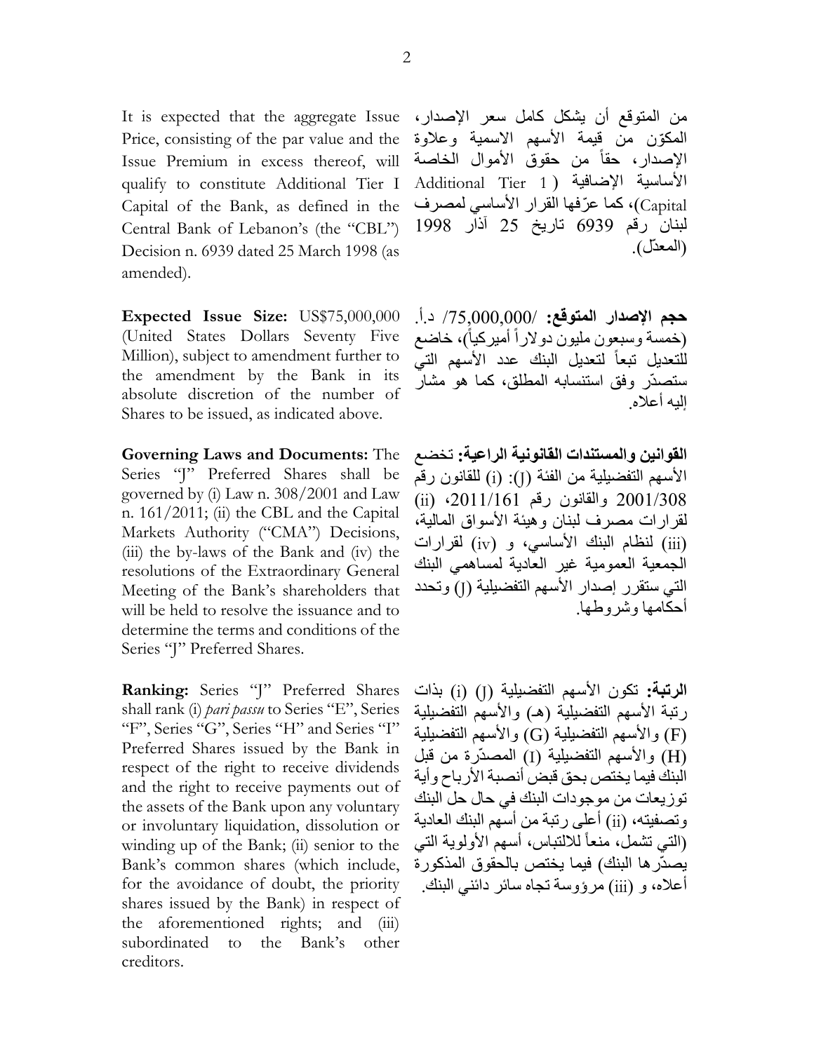It is expected that the aggregate Issue Price, consisting of the par value and the Issue Premium in excess thereof, will qualify to constitute Additional Tier I Capital of the Bank, as defined in the Central Bank of Lebanon's (the "CBL") Decision n. 6939 dated 25 March 1998 (as amended).

من المتوقع أن يشكل كامل سعر الإصدار، المكوّن من قيمة الأسهم الاسمية وعلاوة الإصدار، حقاً من حقوق الأموال الخاصة الأساسية الإضافية (Additional Tier 1 Capital)، كما عرّفها القرار الأساسي لمصرف لبنان رقم 6939 تاريخ 25 آذار 1998 (المعدّل).

**Expected Issue Size:** US$75,000,000 (United States Dollars Seventy Five Million), subject to amendment further to the amendment by the Bank in its absolute discretion of the number of Shares to be issued, as indicated above.

**حجم الإصدار المتوقع:** /75,000,000 د.أ. (خمسة وسبعون مليون دولاراً أميركياً)، خاضع للتعديل تبعاً لتعديل البنك عدد الأسهم التي ستصدّر وفق استنسابه المطلق، كما هو مشار إليه أعلاه.

**Governing Laws and Documents:** The Series "J" Preferred Shares shall be governed by (i) Law n. 308/2001 and Law n. 161/2011; (ii) the CBL and the Capital Markets Authority ("CMA") Decisions, (iii) the by-laws of the Bank and (iv) the resolutions of the Extraordinary General Meeting of the Bank's shareholders that will be held to resolve the issuance and to determine the terms and conditions of the Series "J" Preferred Shares.

**القوانين والمستندات القانونية الراعية:** تخضع الأسهم التفضيلية من الفئة (J): (i) للقانون رقم 2001/308 والقانون رقم 2011/161، (ii) لقرارات مصرف لبنان وهيئة الأسواق المالية، (iii) لنظام البنك الأساسي، و (iv) لقرارات الجمعية العمومية غير العادية لمساهمي البنك التي ستقرر إصدار الأسهم التفضيلية (J) وتحدد أحكامها وشروطها.

**Ranking:** Series "J" Preferred Shares shall rank (i) *pari passu* to Series "E", Series "F", Series "G", Series "H" and Series "I" Preferred Shares issued by the Bank in respect of the right to receive dividends and the right to receive payments out of the assets of the Bank upon any voluntary or involuntary liquidation, dissolution or winding up of the Bank; (ii) senior to the Bank's common shares (which include, for the avoidance of doubt, the priority shares issued by the Bank) in respect of the aforementioned rights; and (iii) subordinated to the Bank's other creditors.

**الرتبة:** تكون الأسهم التفضيلية (J) (i) بذات رتبة الأسهم التفضيلية (هـ) والأسهم التفضيلية (F) والأسهم التفضيلية (G) والأسهم التفضيلية (H) والأسهم التفضيلية (I) المصدّرة من قبل البنك فيما يختص بحق قبض أنصبة الأرباح وأية توزيعات من موجودات البنك في حال حل البنك وتصفيته، (ii) أعلى رتبة من أسهم البنك العادية (التي تشمل، منعاً للالتباس، أسهم الأولوية التي يصدّرها البنك) فيما يختص بالحقوق المذكورة أعلاه، و (iii) مرؤوسة تجاه سائر دائني البنك.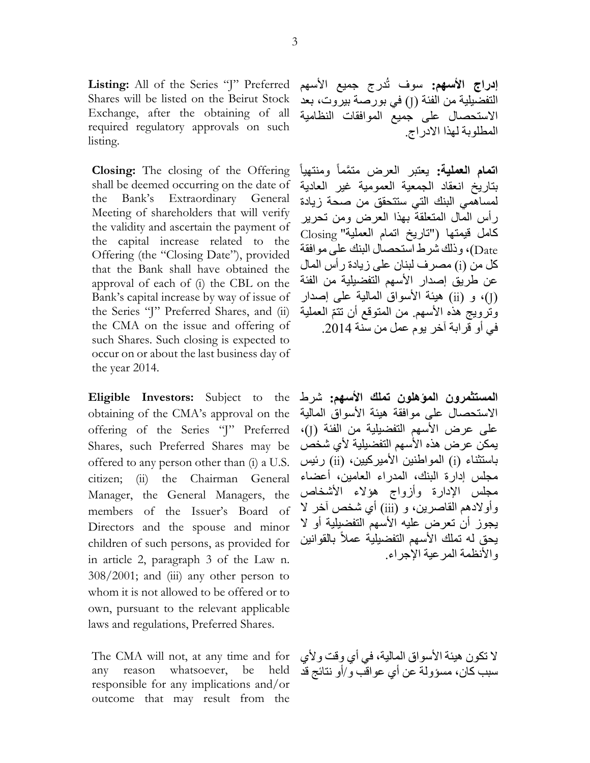**Listing:** All of the Series "J" Preferred Shares will be listed on the Beirut Stock Exchange, after the obtaining of all required regulatory approvals on such listing.

**إدراج الأسهم:** سوف تُدرج جميع الأسهم التفضيلية من الفئة (J) في بورصة بيروت، بعد الاستحصال على جميع الموافقات النظامية المطلوبة لهذا الادراج.

**Closing:** The closing of the Offering shall be deemed occurring on the date of the Bank's Extraordinary General Meeting of shareholders that will verify the validity and ascertain the payment of the capital increase related to the Offering (the "Closing Date"), provided that the Bank shall have obtained the approval of each of (i) the CBL on the Bank's capital increase by way of issue of the Series "J" Preferred Shares, and (ii) the CMA on the issue and offering of such Shares. Such closing is expected to occur on or about the last business day of the year 2014.

**اتمام العملية:** يعتبر العرض متمَّماً ومنتهياً بتاريخ انعقاد الجمعية العمومية غير العادية لمساهمي البنك التي ستتحقق من صحة زيادة رأس المال المتعلقة بهذا العرض ومن تحرير كامل قيمتها ("تاريخ اتمام العملية" Closing Date)، وذلك شرط استحصال البنك على موافقة كل من (i) مصرف لبنان على زيادة رأس المال عن طريق إصدار الأسهم التفضيلية من الفئة (J)، و (ii) هيئة الأسواق المالية على إصدار وترويج هذه الأسهم. من المتوقع أن تتمّ العملية في أو قرابة آخر يوم عمل من سنة 2014.

**Eligible Investors:** Subject to the obtaining of the CMA's approval on the offering of the Series "J" Preferred Shares, such Preferred Shares may be offered to any person other than (i) a U.S. citizen; (ii) the Chairman General Manager, the General Managers, the members of the Issuer's Board of Directors and the spouse and minor children of such persons, as provided for in article 2, paragraph 3 of the Law n. 308/2001; and (iii) any other person to whom it is not allowed to be offered or to own, pursuant to the relevant applicable laws and regulations, Preferred Shares.

**المستثمرون المؤهلون تملك الأسهم:** شرط الاستحصال على موافقة هيئة الأسواق المالية على عرض الأسهم التفضيلية من الفئة (J)، يمكن عرض هذه الأسهم التفضيلية لأي شخص باستثناء (i) المواطنين الأميركيين، (ii) رئيس مجلس إدارة البنك، المدراء العامين، أعضاء مجلس الإدارة وأزواج هؤلاء الأشخاص وأولادهم القاصرين، و (iii) أي شخص آخر لا يجوز أن تعرض عليه الأسهم التفضيلية أو لا يحق له تملك الأسهم التفضيلية عملاً بالقوانين والأنظمة المرعية الإجراء.

The CMA will not, at any time and for any reason whatsoever, be held responsible for any implications and/or outcome that may result from the

لا تكون هيئة الأسواق المالية، في أي وقت ولأي سبب كان، مسؤولة عن أي عواقب و/أو نتائج قد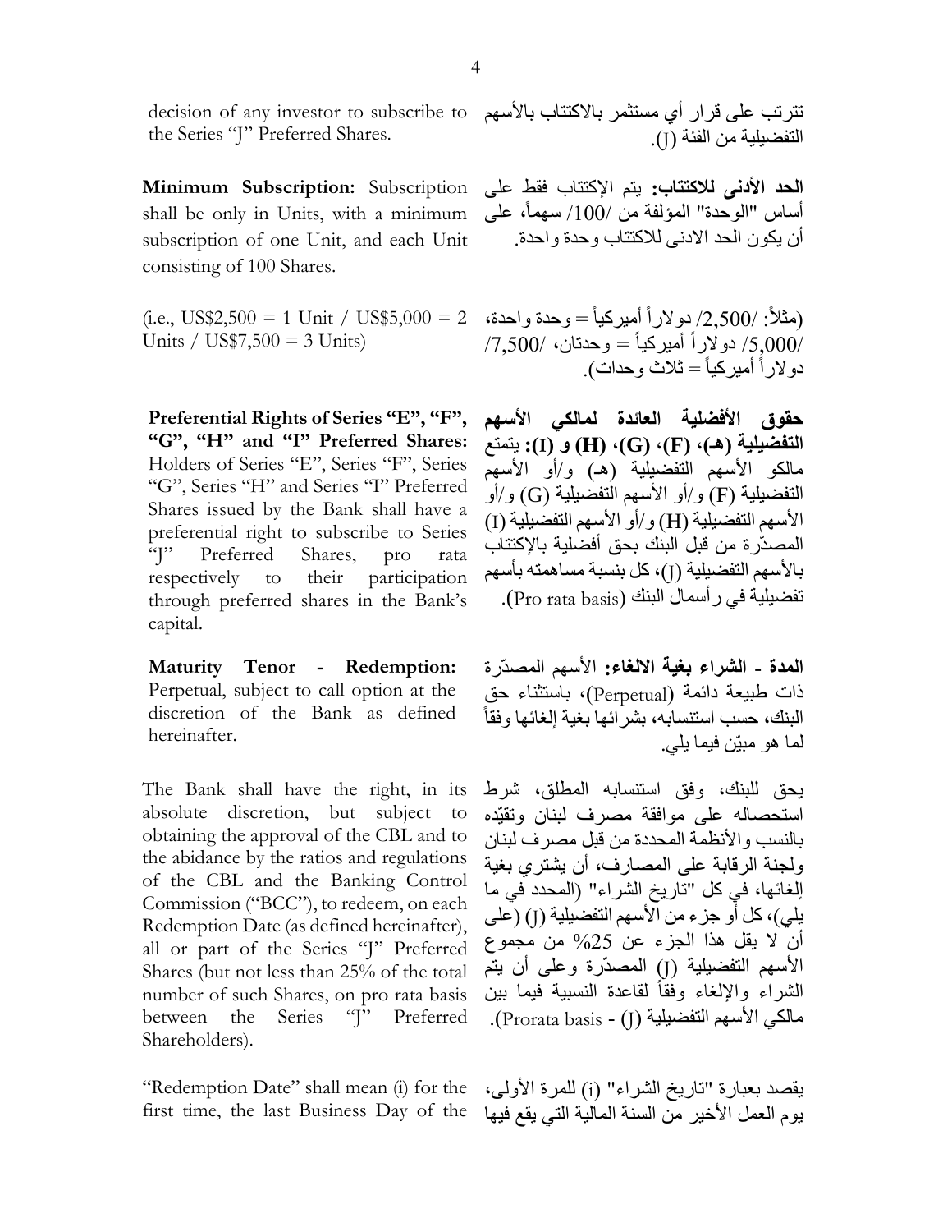decision of any investor to subscribe to the Series "J" Preferred Shares.

تترتب على قرار أي مستثمر بالاكتتاب بالأسهم التفضيلية من الفئة (J).

**Minimum Subscription:** Subscription shall be only in Units, with a minimum subscription of one Unit, and each Unit consisting of 100 Shares.

**الحد الأدنى للاكتتاب:** يتم الإكتتاب فقط على أساس "الوحدة" المؤلفة من /100/ سهماً، على أن يكون الحد الادنى للاكتتاب وحدة واحدة.

(i.e., US$2,500 = 1 Unit / US$5,000 = 2 Units / US$7,500 = 3 Units)

(مثلاً: /2,500/ دولاراً أميركياً = وحدة واحدة، /5,000/ دولاراً أميركياً = وحدتان، /7,500/ دولاراً أميركياً = ثلاث وحدات).

**Preferential Rights of Series "E", "F", "G", "H" and "I" Preferred Shares:** Holders of Series "E", Series "F", Series "G", Series "H" and Series "I" Preferred Shares issued by the Bank shall have a preferential right to subscribe to Series "J" Preferred Shares, pro rata respectively to their participation through preferred shares in the Bank's capital.

**حقوق الأفضلية العائدة لمالكي الأسهم التفضيلية (هـ)، (F)، (G)، (H) و (I):** يتمتع مالكو الأسهم التفضيلية (هـ) و/أو الأسهم التفضيلية (F) و/أو الأسهم التفضيلية (G) و/أو الأسهم التفضيلية (H) و/أو الأسهم التفضيلية (I) المصدّرة من قبل البنك بحق أفضلية بالإكتتاب بالأسهم التفضيلية (J)، كل بنسبة مساهمته بأسهم تفضيلية في رأسمال البنك (Pro rata basis).

**Maturity Tenor - Redemption:** Perpetual, subject to call option at the discretion of the Bank as defined hereinafter.

**المدة - الشراء بغية الالغاء:** الأسهم المصدّرة ذات طبيعة دائمة (Perpetual)، باستثناء حق البنك، حسب استنسابه، بشرائها بغية إلغائها وفقاً لما هو مبيّن فيما يلي.

The Bank shall have the right, in its absolute discretion, but subject to obtaining the approval of the CBL and to the abidance by the ratios and regulations of the CBL and the Banking Control Commission ("BCC"), to redeem, on each Redemption Date (as defined hereinafter), all or part of the Series "J" Preferred Shares (but not less than 25% of the total number of such Shares, on pro rata basis between the Series "J" Preferred Shareholders).

يحق للبنك، وفق استنسابه المطلق، شرط استحصاله على موافقة مصرف لبنان وتقيّده بالنسب والأنظمة المحددة من قبل مصرف لبنان ولجنة الرقابة على المصارف، أن يشتري بغية إلغائها، في كل "تاريخ الشراء" (المحدد في ما يلي)، كل أو جزء من الأسهم التفضيلية (J) (على أن لا يقل هذا الجزء عن 25% من مجموع الأسهم التفضيلية (J) المصدّرة وعلى أن يتم الشراء والإلغاء وفقاً لقاعدة النسبية فيما بين مالكي الأسهم التفضيلية (J) - Prorata basis).

"Redemption Date" shall mean (i) for the first time, the last Business Day of the

يقصد بعبارة "تاريخ الشراء" (i) للمرة الأولى، يوم العمل الأخير من السنة المالية التي يقع فيها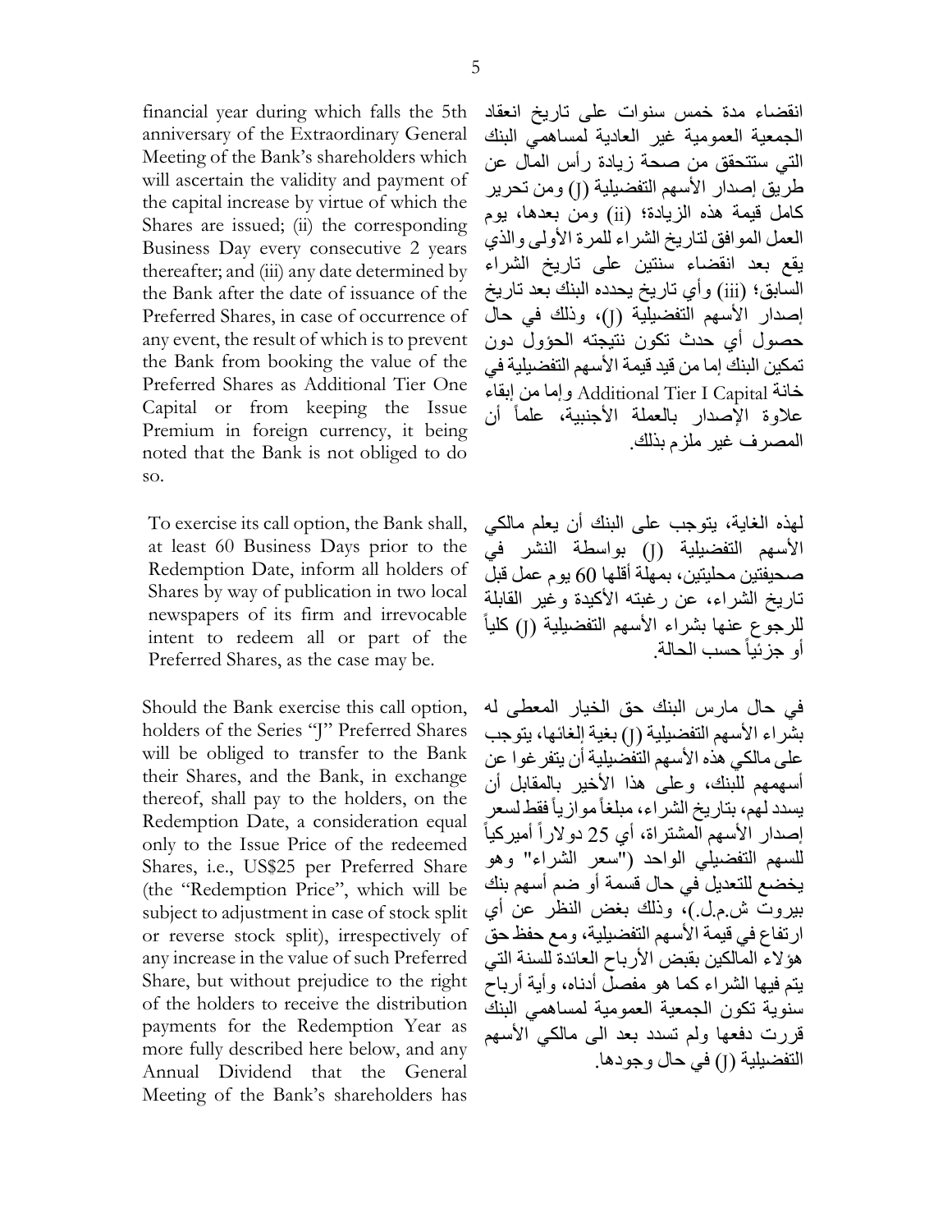financial year during which falls the 5th anniversary of the Extraordinary General Meeting of the Bank's shareholders which will ascertain the validity and payment of the capital increase by virtue of which the Shares are issued; (ii) the corresponding Business Day every consecutive 2 years thereafter; and (iii) any date determined by the Bank after the date of issuance of the Preferred Shares, in case of occurrence of any event, the result of which is to prevent the Bank from booking the value of the Preferred Shares as Additional Tier One Capital or from keeping the Issue Premium in foreign currency, it being noted that the Bank is not obliged to do so.

انقضاء مدة خمس سنوات على تاريخ انعقاد الجمعية العمومية غير العادية لمساهمي البنك التي ستتحقق من صحة زيادة رأس المال عن طريق إصدار الأسهم التفضيلية (J) ومن تحرير كامل قيمة هذه الزيادة؛ (ii) ومن بعدها، يوم العمل الموافق لتاريخ الشراء للمرة الأولى والذي يقع بعد انقضاء سنتين على تاريخ الشراء السابق؛ (iii) وأي تاريخ يحدده البنك بعد تاريخ إصدار الأسهم التفضيلية (J)، وذلك في حال حصول أي حدث تكون نتيجته الحؤول دون تمكين البنك إما من قيد قيمة الأسهم التفضيلية في خانة Additional Tier I Capital وإما من إبقاء علاوة الإصدار بالعملة الأجنبية، علماً أن المصرف غير ملزم بذلك.

To exercise its call option, the Bank shall, at least 60 Business Days prior to the Redemption Date, inform all holders of Shares by way of publication in two local newspapers of its firm and irrevocable intent to redeem all or part of the Preferred Shares, as the case may be.

لهذه الغاية، يتوجب على البنك أن يعلم مالكي الأسهم التفضيلية (J) بواسطة النشر في صحيفتين محليتين، بمهلة أقلها 60 يوم عمل قبل تاريخ الشراء، عن رغبته الأكيدة وغير القابلة للرجوع عنها بشراء الأسهم التفضيلية (J) كلياً أو جزئياً حسب الحالة.

Should the Bank exercise this call option, holders of the Series "J" Preferred Shares will be obliged to transfer to the Bank their Shares, and the Bank, in exchange thereof, shall pay to the holders, on the Redemption Date, a consideration equal only to the Issue Price of the redeemed Shares, i.e., US$25 per Preferred Share (the "Redemption Price", which will be subject to adjustment in case of stock split or reverse stock split), irrespectively of any increase in the value of such Preferred Share, but without prejudice to the right of the holders to receive the distribution payments for the Redemption Year as more fully described here below, and any Annual Dividend that the General Meeting of the Bank's shareholders has

في حال مارس البنك حق الخيار المعطى له بشراء الأسهم التفضيلية (J) بغية إلغائها، يتوجب على مالكي هذه الأسهم التفضيلية أن يتفرغوا عن أسهمهم للبنك، وعلى هذا الأخير بالمقابل أن يسدد لهم، بتاريخ الشراء، مبلغاً موازياً فقط لسعر إصدار الأسهم المشتراة، أي 25 دولاراً أميركياً للسهم التفضيلي الواحد ("سعر الشراء" وهو يخضع للتعديل في حال قسمة أو ضم أسهم بنك بيروت ش.م.ل.)، وذلك بغض النظر عن أي ارتفاع في قيمة الأسهم التفضيلية، ومع حفظ حق هؤلاء المالكين بقبض الأرباح العائدة للسنة التي يتم فيها الشراء كما هو مفصل أدناه، وأية أرباح سنوية تكون الجمعية العمومية لمساهمي البنك قررت دفعها ولم تسدد بعد الى مالكي الأسهم التفضيلية (J) في حال وجودها.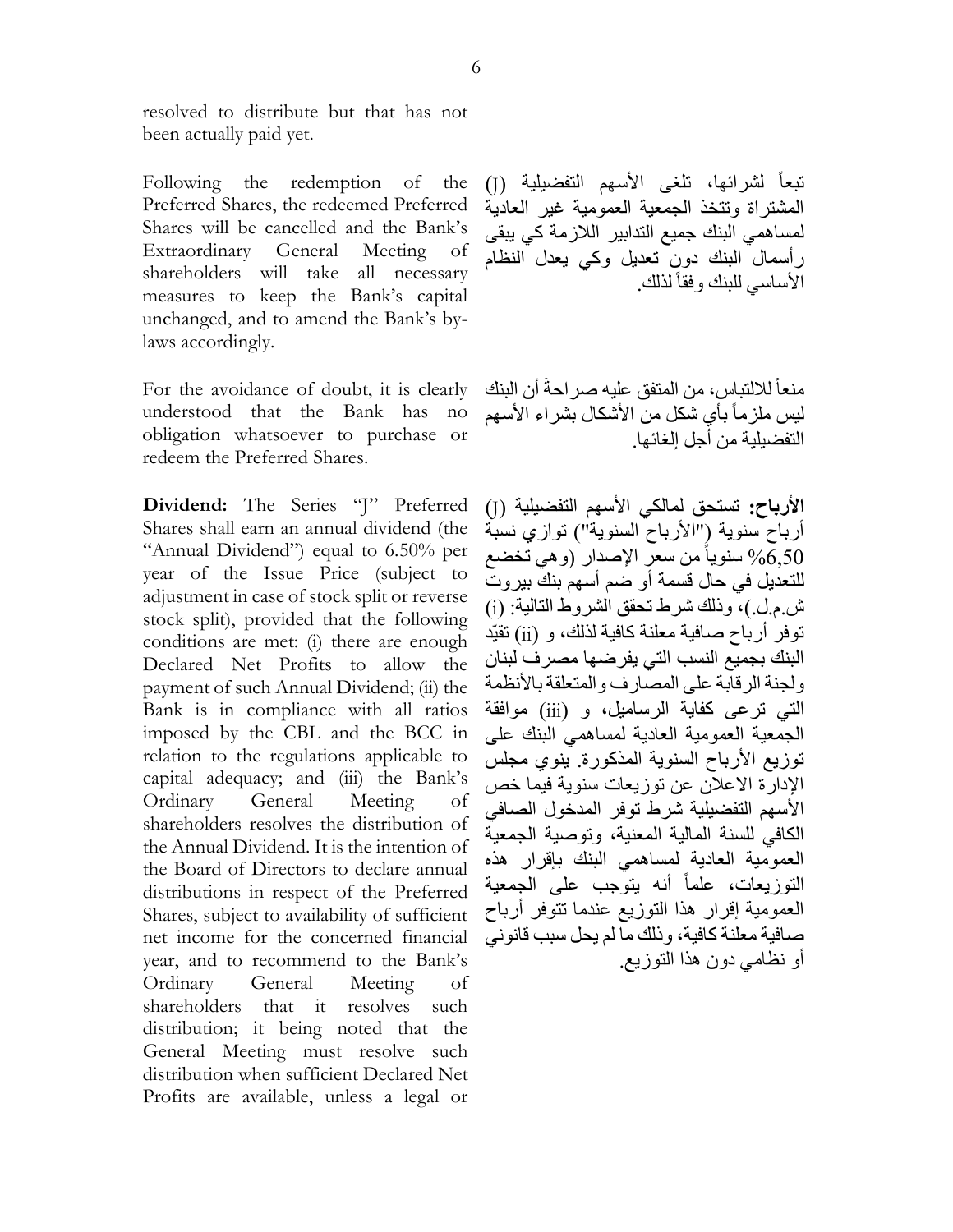resolved to distribute but that has not been actually paid yet.

Following the redemption of the Preferred Shares, the redeemed Preferred Shares will be cancelled and the Bank's Extraordinary General Meeting of shareholders will take all necessary measures to keep the Bank's capital unchanged, and to amend the Bank's by-laws accordingly.

تبعاً لشرائها، تلغى الأسهم التفضيلية (J) المشتراة وتتخذ الجمعية العمومية غير العادية لمساهمي البنك جميع التدابير اللازمة كي يبقى رأسمال البنك دون تعديل وكي يعدل النظام الأساسي للبنك وفقاً لذلك.

For the avoidance of doubt, it is clearly understood that the Bank has no obligation whatsoever to purchase or redeem the Preferred Shares.

منعاً للالتباس، من المتفق عليه صراحةً أن البنك ليس ملزماً بأي شكل من الأشكال بشراء الأسهم التفضيلية من أجل إلغائها.

**Dividend:** The Series "J" Preferred Shares shall earn an annual dividend (the "Annual Dividend") equal to 6.50% per year of the Issue Price (subject to adjustment in case of stock split or reverse stock split), provided that the following conditions are met: (i) there are enough Declared Net Profits to allow the payment of such Annual Dividend; (ii) the Bank is in compliance with all ratios imposed by the CBL and the BCC in relation to the regulations applicable to capital adequacy; and (iii) the Bank's Ordinary General Meeting of shareholders resolves the distribution of the Annual Dividend. It is the intention of the Board of Directors to declare annual distributions in respect of the Preferred Shares, subject to availability of sufficient net income for the concerned financial year, and to recommend to the Bank's Ordinary General Meeting of shareholders that it resolves such distribution; it being noted that the General Meeting must resolve such distribution when sufficient Declared Net Profits are available, unless a legal or

**الأرباح:** تستحق لمالكي الأسهم التفضيلية (J) أرباح سنوية ("الأرباح السنوية") توازي نسبة 6,50% سنوياً من سعر الإصدار (وهي تخضع للتعديل في حال قسمة أو ضم أسهم بنك بيروت ش.م.ل.)، وذلك شرط تحقق الشروط التالية: (i) توفر أرباح صافية معلنة كافية لذلك، و (ii) تقيّد البنك بجميع النسب التي يفرضها مصرف لبنان ولجنة الرقابة على المصارف والمتعلقة بالأنظمة التي ترعى كفاية الرساميل، و (iii) موافقة الجمعية العمومية العادية لمساهمي البنك على توزيع الأرباح السنوية المذكورة. ينوي مجلس الإدارة الاعلان عن توزيعات سنوية فيما خص الأسهم التفضيلية شرط توفر المدخول الصافي الكافي للسنة المالية المعنية، وتوصية الجمعية العمومية العادية لمساهمي البنك بإقرار هذه التوزيعات، علماً أنه يتوجب على الجمعية العمومية إقرار هذا التوزيع عندما تتوفر أرباح صافية معلنة كافية، وذلك ما لم يحل سبب قانوني أو نظامي دون هذا التوزيع.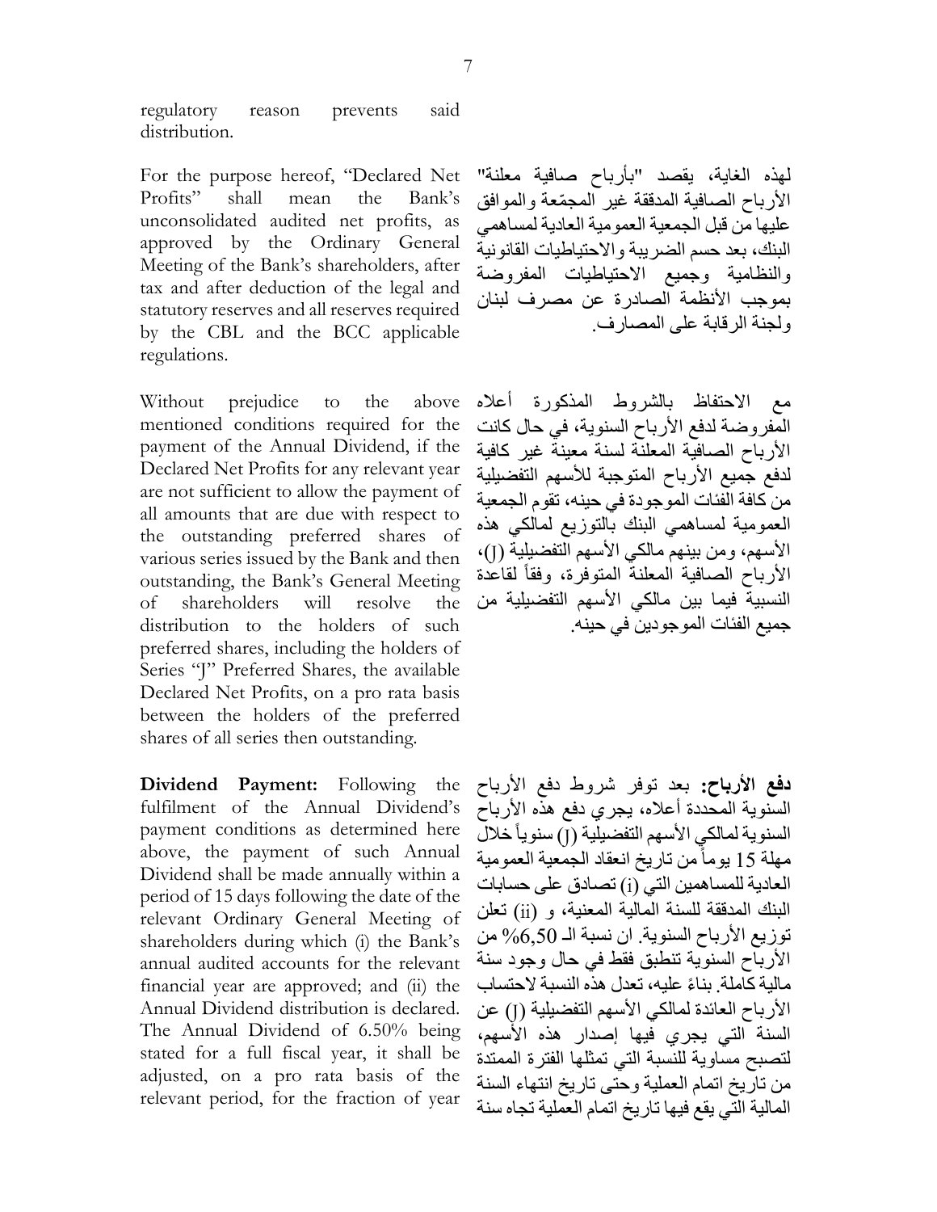regulatory reason prevents said distribution.

For the purpose hereof, "Declared Net Profits" shall mean the Bank's unconsolidated audited net profits, as approved by the Ordinary General Meeting of the Bank's shareholders, after tax and after deduction of the legal and statutory reserves and all reserves required by the CBL and the BCC applicable regulations.

لهذه الغاية، يقصد "بأرباح صافية معلنة" الأرباح الصافية المدققة غير المجمّعة والموافق عليها من قبل الجمعية العمومية العادية لمساهمي البنك، بعد حسم الضريبة والاحتياطيات القانونية والنظامية وجميع الاحتياطيات المفروضة بموجب الأنظمة الصادرة عن مصرف لبنان ولجنة الرقابة على المصارف.

Without prejudice to the above mentioned conditions required for the payment of the Annual Dividend, if the Declared Net Profits for any relevant year are not sufficient to allow the payment of all amounts that are due with respect to the outstanding preferred shares of various series issued by the Bank and then outstanding, the Bank's General Meeting of shareholders will resolve the distribution to the holders of such preferred shares, including the holders of Series "J" Preferred Shares, the available Declared Net Profits, on a pro rata basis between the holders of the preferred shares of all series then outstanding.

مع الاحتفاظ بالشروط المذكورة أعلاه المفروضة لدفع الأرباح السنوية، في حال كانت الأرباح الصافية المعلنة لسنة معينة غير كافية لدفع جميع الأرباح المتوجبة للأسهم التفضيلية من كافة الفئات الموجودة في حينه، تقوم الجمعية العمومية لمساهمي البنك بالتوزيع لمالكي هذه الأسهم، ومن بينهم مالكي الأسهم التفضيلية (J)، الأرباح الصافية المعلنة المتوفرة، وفقاً لقاعدة النسبية فيما بين مالكي الأسهم التفضيلية من جميع الفئات الموجودين في حينه.

**Dividend Payment:** Following the fulfilment of the Annual Dividend's payment conditions as determined here above, the payment of such Annual Dividend shall be made annually within a period of 15 days following the date of the relevant Ordinary General Meeting of shareholders during which (i) the Bank's annual audited accounts for the relevant financial year are approved; and (ii) the Annual Dividend distribution is declared. The Annual Dividend of 6.50% being stated for a full fiscal year, it shall be adjusted, on a pro rata basis of the relevant period, for the fraction of year

**دفع الأرباح:** بعد توفر شروط دفع الأرباح السنوية المحددة أعلاه، يجري دفع هذه الأرباح السنوية لمالكي الأسهم التفضيلية (J) سنوياً خلال مهلة 15 يوماً من تاريخ انعقاد الجمعية العمومية العادية للمساهمين التي (i) تصادق على حسابات البنك المدققة للسنة المالية المعنية، و (ii) تعلن توزيع الأرباح السنوية. ان نسبة الـ 6,50% من الأرباح السنوية تنطبق فقط في حال وجود سنة مالية كاملة. بناءً عليه، تعدل هذه النسبة لاحتساب الأرباح العائدة لمالكي الأسهم التفضيلية (J) عن السنة التي يجري فيها إصدار هذه الأسهم، لتصبح مساوية للنسبة التي تمثلها الفترة الممتدة من تاريخ اتمام العملية وحتى تاريخ انتهاء السنة المالية التي يقع فيها تاريخ اتمام العملية تجاه سنة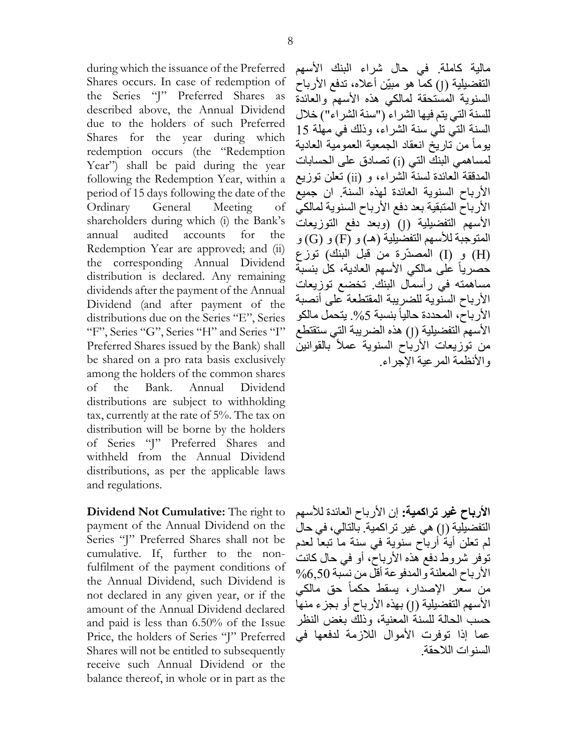during which the issuance of the Preferred Shares occurs. In case of redemption of the Series "J" Preferred Shares as described above, the Annual Dividend due to the holders of such Preferred Shares for the year during which redemption occurs (the "Redemption Year") shall be paid during the year following the Redemption Year, within a period of 15 days following the date of the Ordinary General Meeting of shareholders during which (i) the Bank's annual audited accounts for the Redemption Year are approved; and (ii) the corresponding Annual Dividend distribution is declared. Any remaining dividends after the payment of the Annual Dividend (and after payment of the distributions due on the Series "E", Series "F", Series "G", Series "H" and Series "I" Preferred Shares issued by the Bank) shall be shared on a pro rata basis exclusively among the holders of the common shares of the Bank. Annual Dividend distributions are subject to withholding tax, currently at the rate of 5%. The tax on distribution will be borne by the holders of Series "J" Preferred Shares and withheld from the Annual Dividend distributions, as per the applicable laws and regulations.

مالية كاملة. في حال شراء البنك الأسهم التفضيلية (J) كما هو مبيّن أعلاه، تدفع الأرباح السنوية المستحقة لمالكي هذه الأسهم والعائدة للسنة التي يتم فيها الشراء ("سنة الشراء") خلال السنة التي تلي سنة الشراء، وذلك في مهلة 15 يوماً من تاريخ انعقاد الجمعية العمومية العادية لمساهمي البنك التي (i) تصادق على الحسابات المدققة العائدة لسنة الشراء، و (ii) تعلن توزيع الأرباح السنوية العائدة لهذه السنة. ان جميع الأرباح المتبقية بعد دفع الأرباح السنوية لمالكي الأسهم التفضيلية (J) (وبعد دفع التوزيعات المتوجبة للأسهم التفضيلية (هـ) و (F) و (G) و (H) و (I) المصدّرة من قبل البنك) توزع حصرياً على مالكي الأسهم العادية، كل بنسبة مساهمته في رأسمال البنك. تخضع توزيعات الأرباح السنوية للضريبة المقتطعة على أنصبة الأرباح، المحددة حالياً بنسبة 5%. يتحمل مالكو الأسهم التفضيلية (J) هذه الضريبة التي ستقتطع من توزيعات الأرباح السنوية عملاً بالقوانين والأنظمة المرعية الإجراء.

**Dividend Not Cumulative:** The right to payment of the Annual Dividend on the Series "J" Preferred Shares shall not be cumulative. If, further to the non-fulfilment of the payment conditions of the Annual Dividend, such Dividend is not declared in any given year, or if the amount of the Annual Dividend declared and paid is less than 6.50% of the Issue Price, the holders of Series "J" Preferred Shares will not be entitled to subsequently receive such Annual Dividend or the balance thereof, in whole or in part as the

**الأرباح غير تراكمية:** إن الأرباح العائدة للأسهم التفضيلية (J) هي غير تراكمية. بالتالي، في حال لم تعلن أية أرباح سنوية في سنة ما تبعاً لعدم توفر شروط دفع هذه الأرباح، أو في حال كانت الأرباح المعلنة والمدفوعة أقل من نسبة 6,50% من سعر الإصدار، يسقط حكماً حق مالكي الأسهم التفضيلية (J) بهذه الأرباح أو بجزء منها حسب الحالة للسنة المعنية، وذلك بغض النظر عما إذا توفرت الأموال اللازمة لدفعها في السنوات اللاحقة.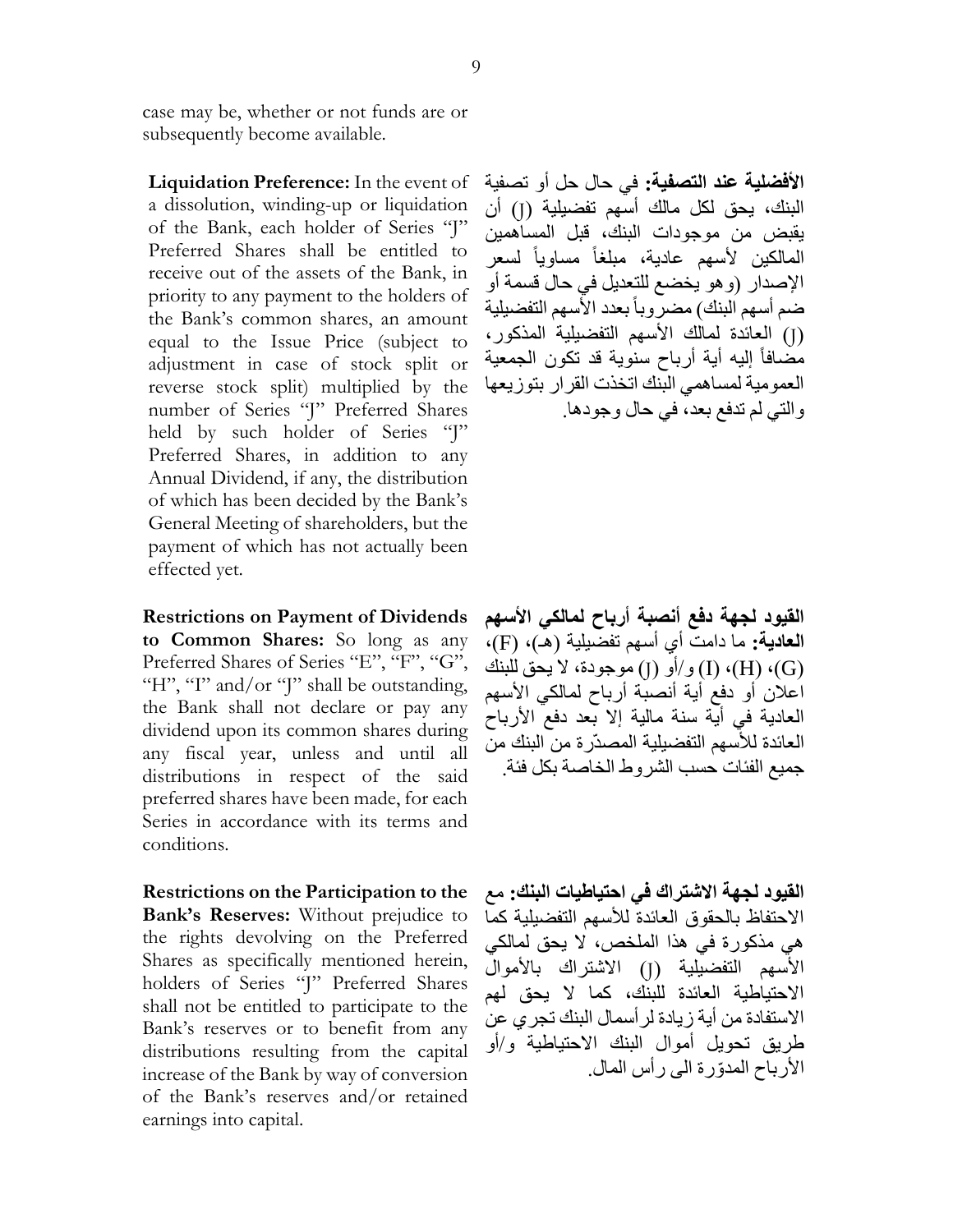case may be, whether or not funds are or subsequently become available.

**Liquidation Preference:** In the event of a dissolution, winding-up or liquidation of the Bank, each holder of Series "J" Preferred Shares shall be entitled to receive out of the assets of the Bank, in priority to any payment to the holders of the Bank's common shares, an amount equal to the Issue Price (subject to adjustment in case of stock split or reverse stock split) multiplied by the number of Series "J" Preferred Shares held by such holder of Series "J" Preferred Shares, in addition to any Annual Dividend, if any, the distribution of which has been decided by the Bank's General Meeting of shareholders, but the payment of which has not actually been effected yet.

**الأفضلية عند التصفية:** في حال حل أو تصفية البنك، يحق لكل مالك أسهم تفضيلية (J) أن يقبض من موجودات البنك، قبل المساهمين المالكين لأسهم عادية، مبلغاً مساوياً لسعر الإصدار (وهو يخضع للتعديل في حال قسمة أو ضم أسهم البنك) مضروباً بعدد الأسهم التفضيلية (J) العائدة لمالك الأسهم التفضيلية المذكور، مضافاً إليه أية أرباح سنوية قد تكون الجمعية العمومية لمساهمي البنك اتخذت القرار بتوزيعها والتي لم تدفع بعد، في حال وجودها.

**Restrictions on Payment of Dividends to Common Shares:** So long as any Preferred Shares of Series "E", "F", "G", "H", "I" and/or "J" shall be outstanding, the Bank shall not declare or pay any dividend upon its common shares during any fiscal year, unless and until all distributions in respect of the said preferred shares have been made, for each Series in accordance with its terms and conditions.

**القيود لجهة دفع أنصبة أرباح لمالكي الأسهم العادية:** ما دامت أي أسهم تفضيلية (هـ)، (F)، (G)، (H)، (I) و/أو (J) موجودة، لا يحق للبنك اعلان أو دفع أية أنصبة أرباح لمالكي الأسهم العادية في أية سنة مالية إلا بعد دفع الأرباح العائدة للأسهم التفضيلية المصدّرة من البنك من جميع الفئات حسب الشروط الخاصة بكل فئة.

**Restrictions on the Participation to the Bank's Reserves:** Without prejudice to the rights devolving on the Preferred Shares as specifically mentioned herein, holders of Series "J" Preferred Shares shall not be entitled to participate to the Bank's reserves or to benefit from any distributions resulting from the capital increase of the Bank by way of conversion of the Bank's reserves and/or retained earnings into capital.

**القيود لجهة الاشتراك في احتياطيات البنك:** مع الاحتفاظ بالحقوق العائدة للأسهم التفضيلية كما هي مذكورة في هذا الملخص، لا يحق لمالكي الأسهم التفضيلية (J) الاشتراك بالأموال الاحتياطية العائدة للبنك، كما لا يحق لهم الاستفادة من أية زيادة لرأسمال البنك تجري عن طريق تحويل أموال البنك الاحتياطية و/أو الأرباح المدوّرة الى رأس المال.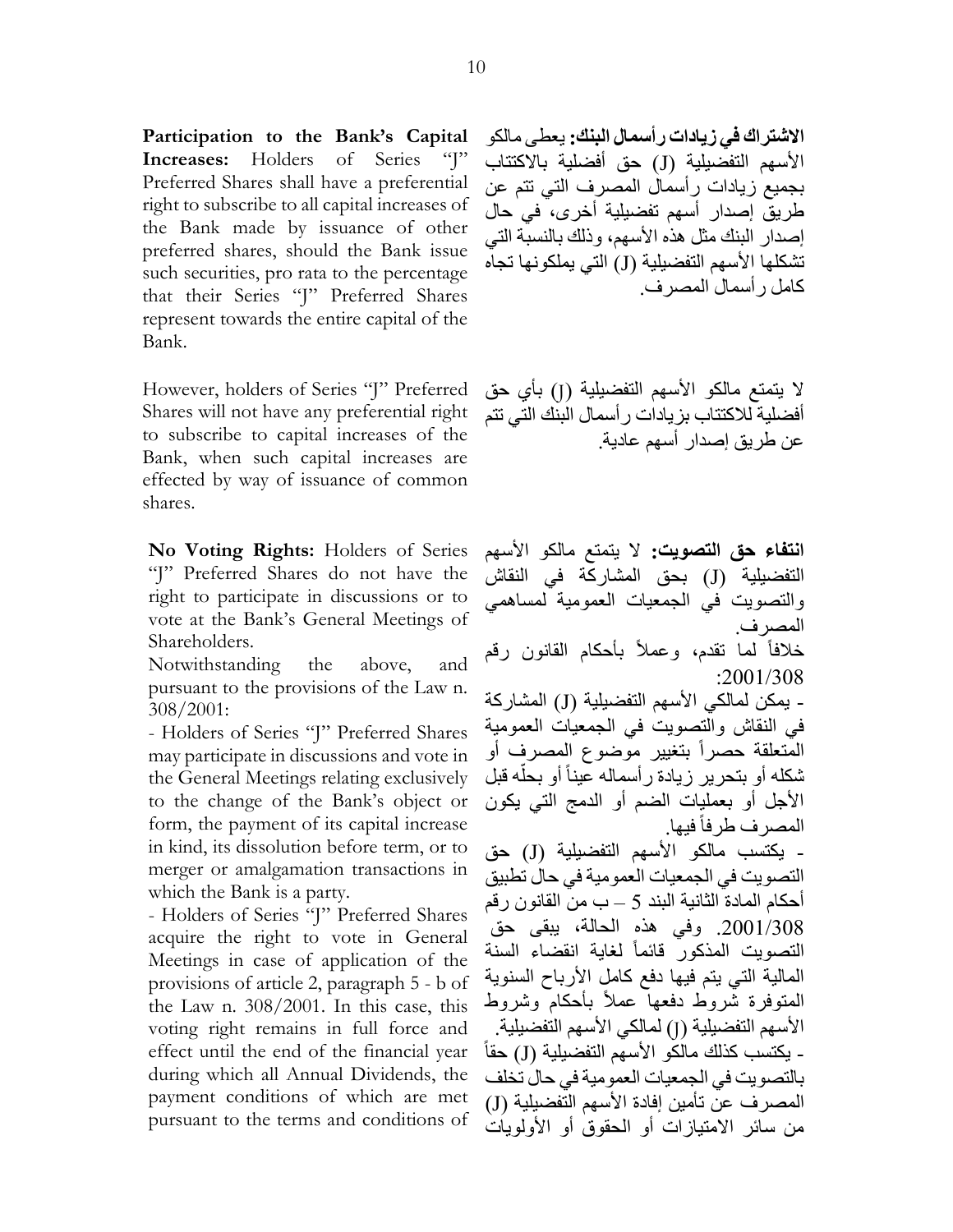**Participation to the Bank's Capital Increases:** Holders of Series "J" Preferred Shares shall have a preferential right to subscribe to all capital increases of the Bank made by issuance of other preferred shares, should the Bank issue such securities, pro rata to the percentage that their Series "J" Preferred Shares represent towards the entire capital of the Bank.

However, holders of Series "J" Preferred Shares will not have any preferential right to subscribe to capital increases of the Bank, when such capital increases are effected by way of issuance of common shares.

**No Voting Rights:** Holders of Series "J" Preferred Shares do not have the right to participate in discussions or to vote at the Bank's General Meetings of Shareholders.

Notwithstanding the above, and pursuant to the provisions of the Law n. 308/2001:

- Holders of Series "J" Preferred Shares may participate in discussions and vote in the General Meetings relating exclusively to the change of the Bank's object or form, the payment of its capital increase in kind, its dissolution before term, or to merger or amalgamation transactions in which the Bank is a party.
- Holders of Series "J" Preferred Shares acquire the right to vote in General Meetings in case of application of the provisions of article 2, paragraph 5 - b of the Law n. 308/2001. In this case, this voting right remains in full force and effect until the end of the financial year during which all Annual Dividends, the payment conditions of which are met pursuant to the terms and conditions of

**الاشتراك في زيادات رأسمال البنك:** يعطى مالكو الأسهم التفضيلية (J) حق أفضلية بالاكتتاب بجميع زيادات رأسمال المصرف التي تتم عن طريق إصدار أسهم تفضيلية أخرى، في حال إصدار البنك مثل هذه الأسهم، وذلك بالنسبة التي تشكلها الأسهم التفضيلية (J) التي يملكونها تجاه كامل رأسمال المصرف.

لا يتمتع مالكو الأسهم التفضيلية (J) بأي حق أفضلية للاكتتاب بزيادات رأسمال البنك التي تتم عن طريق إصدار أسهم عادية.

**انتفاء حق التصويت:** لا يتمتع مالكو الأسهم التفضيلية (J) بحق المشاركة في النقاش والتصويت في الجمعيات العمومية لمساهمي المصرف.

خلافاً لما تقدم، وعملاً بأحكام القانون رقم 2001/308:

- يمكن لمالكي الأسهم التفضيلية (J) المشاركة في النقاش والتصويت في الجمعيات العمومية المتعلقة حصراً بتغيير موضوع المصرف أو شكله أو بتحرير زيادة رأسماله عيناً أو بحلّه قبل الأجل أو بعمليات الضم أو الدمج التي يكون المصرف طرفاً فيها.
- يكتسب مالكو الأسهم التفضيلية (J) حق التصويت في الجمعيات العمومية في حال تطبيق أحكام المادة الثانية البند 5 – ب من القانون رقم 2001/308. وفي هذه الحالة، يبقى حق التصويت المذكور قائماً لغاية انقضاء السنة المالية التي يتم فيها دفع كامل الأرباح السنوية المتوفرة شروط دفعها عملاً بأحكام وشروط الأسهم التفضيلية (J) لمالكي الأسهم التفضيلية.
- يكتسب كذلك مالكو الأسهم التفضيلية (J) حقاً بالتصويت في الجمعيات العمومية في حال تخلف المصرف عن تأمين إفادة الأسهم التفضيلية (J) من سائر الامتيازات أو الحقوق أو الأولويات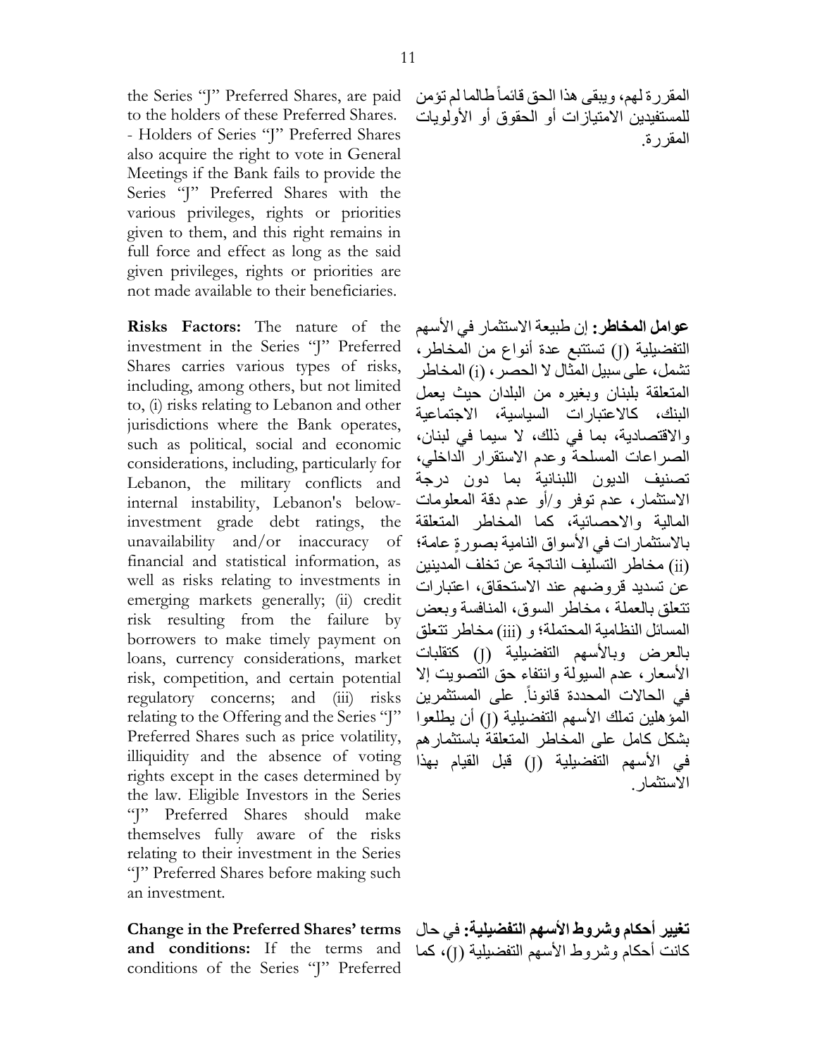the Series "J" Preferred Shares, are paid to the holders of these Preferred Shares.

- Holders of Series "J" Preferred Shares also acquire the right to vote in General Meetings if the Bank fails to provide the Series "J" Preferred Shares with the various privileges, rights or priorities given to them, and this right remains in full force and effect as long as the said given privileges, rights or priorities are not made available to their beneficiaries.

المقررة لهم، ويبقى هذا الحق قائماً طالما لم تؤمن للمستفيدين الامتيازات أو الحقوق أو الأولويات المقررة.

**Risks Factors:** The nature of the investment in the Series "J" Preferred Shares carries various types of risks, including, among others, but not limited to, (i) risks relating to Lebanon and other jurisdictions where the Bank operates, such as political, social and economic considerations, including, particularly for Lebanon, the military conflicts and internal instability, Lebanon's below-investment grade debt ratings, the unavailability and/or inaccuracy of financial and statistical information, as well as risks relating to investments in emerging markets generally; (ii) credit risk resulting from the failure by borrowers to make timely payment on loans, currency considerations, market risk, competition, and certain potential regulatory concerns; and (iii) risks relating to the Offering and the Series "J" Preferred Shares such as price volatility, illiquidity and the absence of voting rights except in the cases determined by the law. Eligible Investors in the Series "J" Preferred Shares should make themselves fully aware of the risks relating to their investment in the Series "J" Preferred Shares before making such an investment.

**عوامل المخاطر:** إن طبيعة الاستثمار في الأسهم التفضيلية (J) تستتبع عدة أنواع من المخاطر، تشمل، على سبيل المثال لا الحصر، (i) المخاطر المتعلقة بلبنان وبغيره من البلدان حيث يعمل البنك، كالاعتبارات السياسية، الاجتماعية والاقتصادية، بما في ذلك، لا سيما في لبنان، الصراعات المسلحة وعدم الاستقرار الداخلي، تصنيف الديون اللبنانية بما دون درجة الاستثمار، عدم توفر و/أو عدم دقة المعلومات المالية والاحصائية، كما المخاطر المتعلقة بالاستثمارات في الأسواق النامية بصورةٍ عامة؛ (ii) مخاطر التسليف الناتجة عن تخلف المدينين عن تسديد قروضهم عند الاستحقاق، اعتبارات تتعلق بالعملة ، مخاطر السوق، المنافسة وبعض المسائل النظامية المحتملة؛ و (iii) مخاطر تتعلق بالعرض وبالأسهم التفضيلية (J) كتقلبات الأسعار، عدم السيولة وانتفاء حق التصويت إلا في الحالات المحددة قانوناً. على المستثمرين المؤهلين تملك الأسهم التفضيلية (J) أن يطلعوا بشكل كامل على المخاطر المتعلقة باستثمارهم في الأسهم التفضيلية (J) قبل القيام بهذا الاستثمار.

**Change in the Preferred Shares' terms and conditions:** If the terms and conditions of the Series "J" Preferred

**تغيير أحكام وشروط الأسهم التفضيلية:** في حال كانت أحكام وشروط الأسهم التفضيلية (J)، كما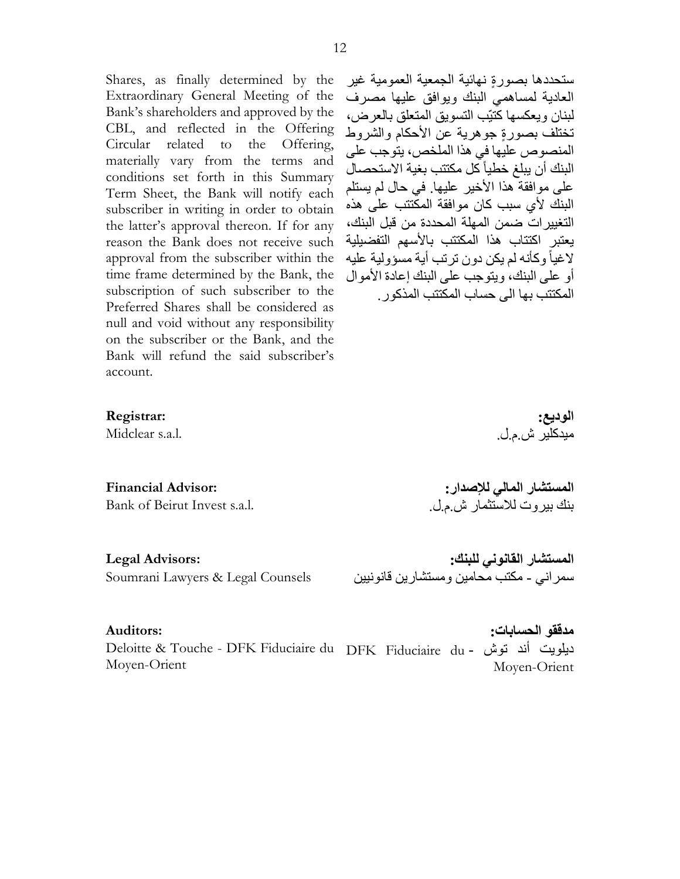Shares, as finally determined by the Extraordinary General Meeting of the Bank's shareholders and approved by the CBL, and reflected in the Offering Circular related to the Offering, materially vary from the terms and conditions set forth in this Summary Term Sheet, the Bank will notify each subscriber in writing in order to obtain the latter's approval thereon. If for any reason the Bank does not receive such approval from the subscriber within the time frame determined by the Bank, the subscription of such subscriber to the Preferred Shares shall be considered as null and void without any responsibility on the subscriber or the Bank, and the Bank will refund the said subscriber's account.

ستحددها بصورةٍ نهائية الجمعية العمومية غير العادية لمساهمي البنك ويوافق عليها مصرف لبنان ويعكسها كتيّب التسويق المتعلق بالعرض، تختلف بصورةٍ جوهرية عن الأحكام والشروط المنصوص عليها في هذا الملخص، يتوجب على البنك أن يبلغ خطياً كل مكتتب بغية الاستحصال على موافقة هذا الأخير عليها. في حال لم يستلم البنك لأي سبب كان موافقة المكتتب على هذه التغييرات ضمن المهلة المحددة من قبل البنك، يعتبر اكتتاب هذا المكتتب بالأسهم التفضيلية لاغياً وكأنه لم يكن دون ترتب أية مسؤولية عليه أو على البنك، ويتوجب على البنك إعادة الأموال المكتتب بها الى حساب المكتتب المذكور.

**Registrar:**
Midclear s.a.l.

**الوديع:**
ميدكلير ش.م.ل.

**Financial Advisor:**
Bank of Beirut Invest s.a.l.

**المستشار المالي للإصدار:**
بنك بيروت للاستثمار ش.م.ل.

**Legal Advisors:**
Soumrani Lawyers & Legal Counsels

**المستشار القانوني للبنك:**
سمراني - مكتب محامين ومستشارين قانونيين

**Auditors:**
Deloitte & Touche - DFK Fiduciaire du Moyen-Orient

**مدققو الحسابات:**
ديلويت أند توش - DFK Fiduciaire du Moyen-Orient